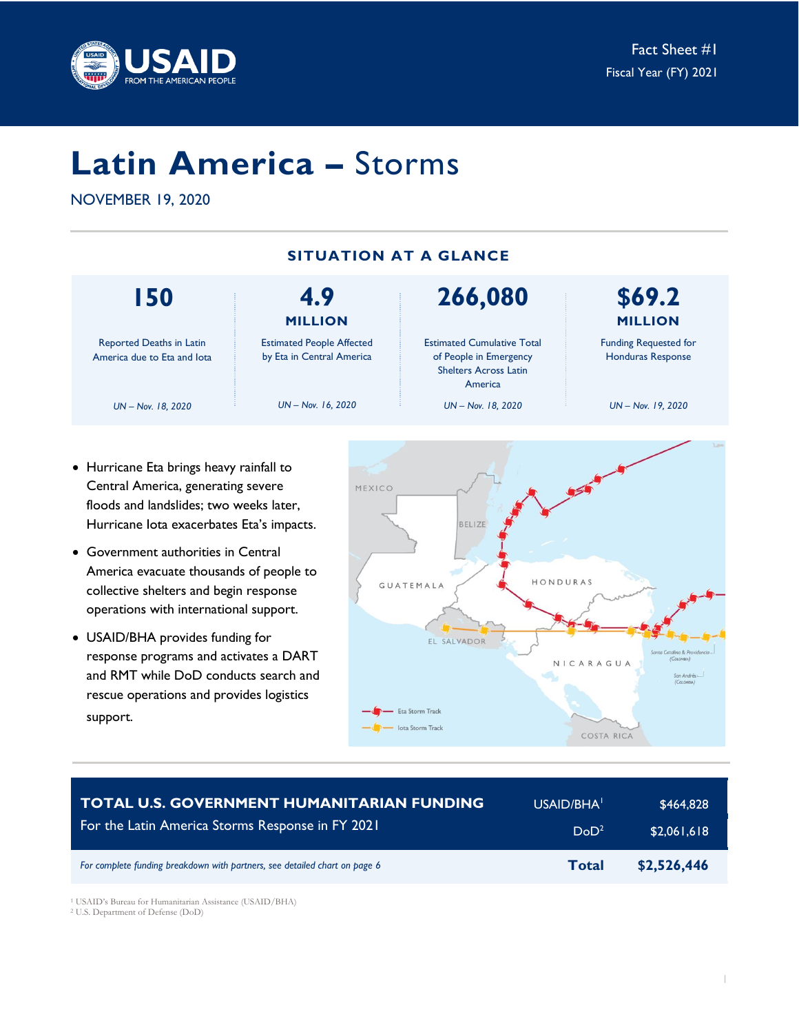Fact Sheet #1
Fiscal Year (FY) 2021

# Latin America – Storms

NOVEMBER 19, 2020

## SITUATION AT A GLANCE

| 150 | 4.9 MILLION | 266,080 | $69.2 MILLION |
|---|---|---|---|
| Reported Deaths in Latin America due to Eta and Iota | Estimated People Affected by Eta in Central America | Estimated Cumulative Total of People in Emergency Shelters Across Latin America | Funding Requested for Honduras Response |
| *UN – Nov. 18, 2020* | *UN – Nov. 16, 2020* | *UN – Nov. 18, 2020* | *UN – Nov. 19, 2020* |

- Hurricane Eta brings heavy rainfall to Central America, generating severe floods and landslides; two weeks later, Hurricane Iota exacerbates Eta's impacts.
- Government authorities in Central America evacuate thousands of people to collective shelters and begin response operations with international support.
- USAID/BHA provides funding for response programs and activates a DART and RMT while DoD conducts search and rescue operations and provides logistics support.

| **TOTAL U.S. GOVERNMENT HUMANITARIAN FUNDING** For the Latin America Storms Response in FY 2021 | USAID/BHA[1] | $464,828 |
|---|---|---|
| | DoD[2] | $2,061,618 |
| *For complete funding breakdown with partners, see detailed chart on page 6* | **Total** | **$2,526,446** |

[1] USAID's Bureau for Humanitarian Assistance (USAID/BHA)
[2] U.S. Department of Defense (DoD)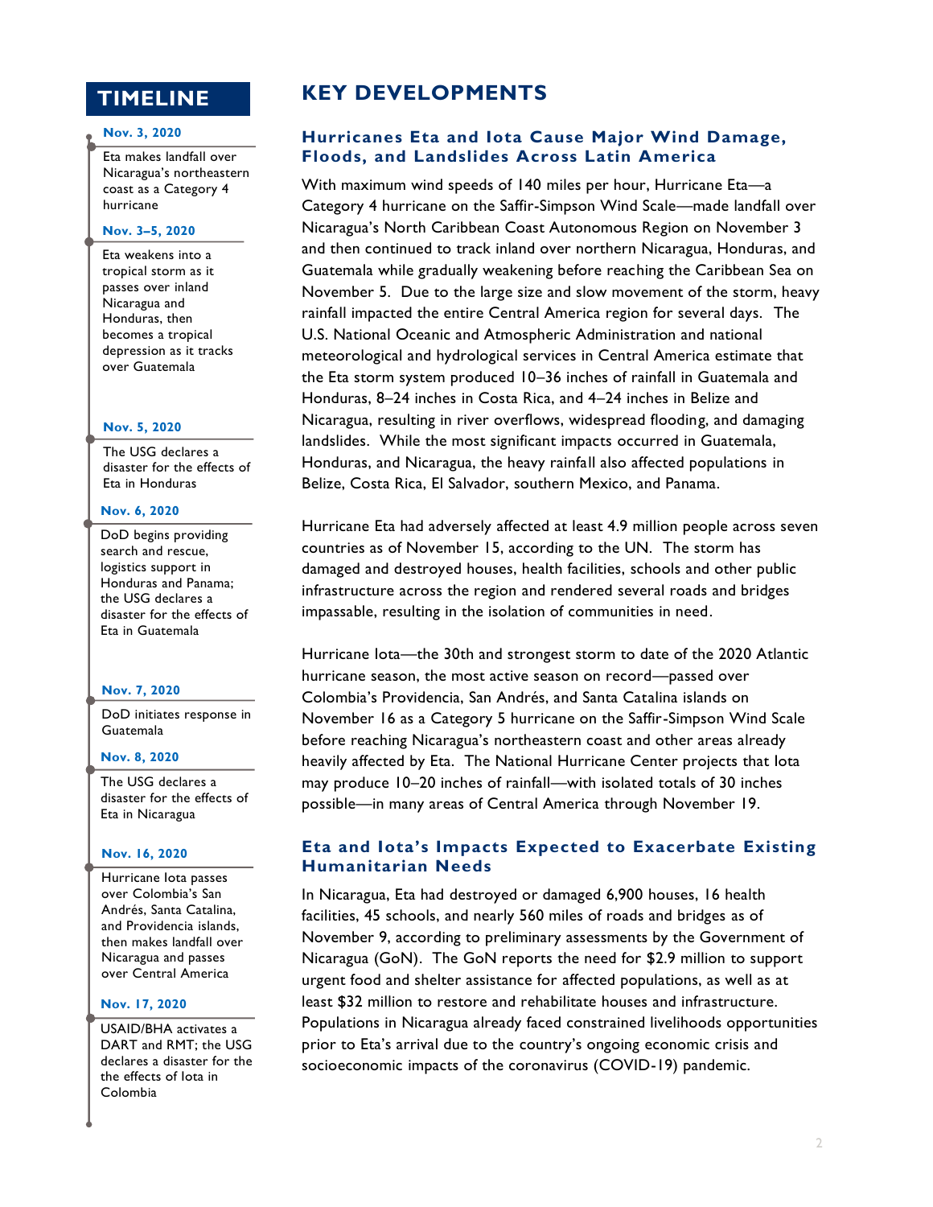## TIMELINE

**Nov. 3, 2020**

Eta makes landfall over Nicaragua's northeastern coast as a Category 4 hurricane

**Nov. 3–5, 2020**

Eta weakens into a tropical storm as it passes over inland Nicaragua and Honduras, then becomes a tropical depression as it tracks over Guatemala

**Nov. 5, 2020**

The USG declares a disaster for the effects of Eta in Honduras

**Nov. 6, 2020**

DoD begins providing search and rescue, logistics support in Honduras and Panama; the USG declares a disaster for the effects of Eta in Guatemala

**Nov. 7, 2020**

DoD initiates response in Guatemala

**Nov. 8, 2020**

The USG declares a disaster for the effects of Eta in Nicaragua

**Nov. 16, 2020**

Hurricane Iota passes over Colombia's San Andrés, Santa Catalina, and Providencia islands, then makes landfall over Nicaragua and passes over Central America

**Nov. 17, 2020**

USAID/BHA activates a DART and RMT; the USG declares a disaster for the effects of Iota in Colombia

# KEY DEVELOPMENTS

### Hurricanes Eta and Iota Cause Major Wind Damage, Floods, and Landslides Across Latin America

With maximum wind speeds of 140 miles per hour, Hurricane Eta—a Category 4 hurricane on the Saffir-Simpson Wind Scale—made landfall over Nicaragua's North Caribbean Coast Autonomous Region on November 3 and then continued to track inland over northern Nicaragua, Honduras, and Guatemala while gradually weakening before reaching the Caribbean Sea on November 5. Due to the large size and slow movement of the storm, heavy rainfall impacted the entire Central America region for several days. The U.S. National Oceanic and Atmospheric Administration and national meteorological and hydrological services in Central America estimate that the Eta storm system produced 10–36 inches of rainfall in Guatemala and Honduras, 8–24 inches in Costa Rica, and 4–24 inches in Belize and Nicaragua, resulting in river overflows, widespread flooding, and damaging landslides. While the most significant impacts occurred in Guatemala, Honduras, and Nicaragua, the heavy rainfall also affected populations in Belize, Costa Rica, El Salvador, southern Mexico, and Panama.

Hurricane Eta had adversely affected at least 4.9 million people across seven countries as of November 15, according to the UN. The storm has damaged and destroyed houses, health facilities, schools and other public infrastructure across the region and rendered several roads and bridges impassable, resulting in the isolation of communities in need.

Hurricane Iota—the 30th and strongest storm to date of the 2020 Atlantic hurricane season, the most active season on record—passed over Colombia's Providencia, San Andrés, and Santa Catalina islands on November 16 as a Category 5 hurricane on the Saffir-Simpson Wind Scale before reaching Nicaragua's northeastern coast and other areas already heavily affected by Eta. The National Hurricane Center projects that Iota may produce 10–20 inches of rainfall—with isolated totals of 30 inches possible—in many areas of Central America through November 19.

### Eta and Iota's Impacts Expected to Exacerbate Existing Humanitarian Needs

In Nicaragua, Eta had destroyed or damaged 6,900 houses, 16 health facilities, 45 schools, and nearly 560 miles of roads and bridges as of November 9, according to preliminary assessments by the Government of Nicaragua (GoN). The GoN reports the need for $2.9 million to support urgent food and shelter assistance for affected populations, as well as at least $32 million to restore and rehabilitate houses and infrastructure. Populations in Nicaragua already faced constrained livelihoods opportunities prior to Eta's arrival due to the country's ongoing economic crisis and socioeconomic impacts of the coronavirus (COVID-19) pandemic.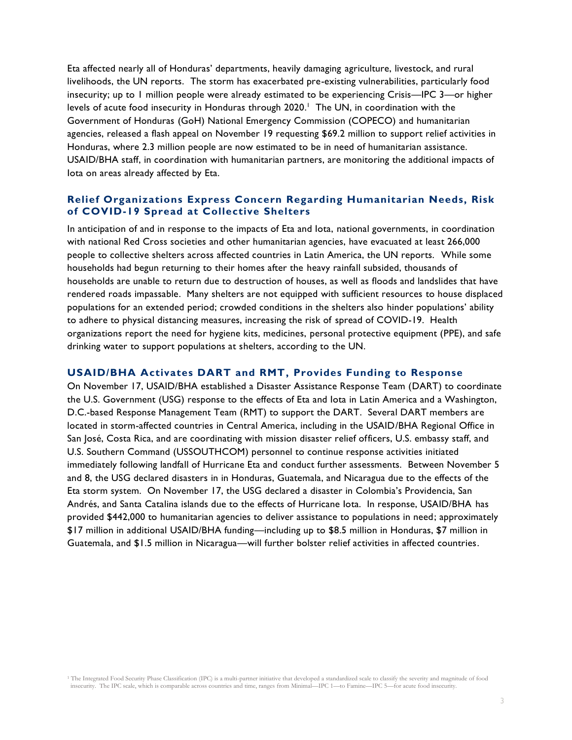Eta affected nearly all of Honduras' departments, heavily damaging agriculture, livestock, and rural livelihoods, the UN reports. The storm has exacerbated pre-existing vulnerabilities, particularly food insecurity; up to 1 million people were already estimated to be experiencing Crisis—IPC 3—or higher levels of acute food insecurity in Honduras through 2020.[1] The UN, in coordination with the Government of Honduras (GoH) National Emergency Commission (COPECO) and humanitarian agencies, released a flash appeal on November 19 requesting $69.2 million to support relief activities in Honduras, where 2.3 million people are now estimated to be in need of humanitarian assistance. USAID/BHA staff, in coordination with humanitarian partners, are monitoring the additional impacts of Iota on areas already affected by Eta.

### Relief Organizations Express Concern Regarding Humanitarian Needs, Risk of COVID-19 Spread at Collective Shelters

In anticipation of and in response to the impacts of Eta and Iota, national governments, in coordination with national Red Cross societies and other humanitarian agencies, have evacuated at least 266,000 people to collective shelters across affected countries in Latin America, the UN reports. While some households had begun returning to their homes after the heavy rainfall subsided, thousands of households are unable to return due to destruction of houses, as well as floods and landslides that have rendered roads impassable. Many shelters are not equipped with sufficient resources to house displaced populations for an extended period; crowded conditions in the shelters also hinder populations' ability to adhere to physical distancing measures, increasing the risk of spread of COVID-19. Health organizations report the need for hygiene kits, medicines, personal protective equipment (PPE), and safe drinking water to support populations at shelters, according to the UN.

### USAID/BHA Activates DART and RMT, Provides Funding to Response

On November 17, USAID/BHA established a Disaster Assistance Response Team (DART) to coordinate the U.S. Government (USG) response to the effects of Eta and Iota in Latin America and a Washington, D.C.-based Response Management Team (RMT) to support the DART. Several DART members are located in storm-affected countries in Central America, including in the USAID/BHA Regional Office in San José, Costa Rica, and are coordinating with mission disaster relief officers, U.S. embassy staff, and U.S. Southern Command (USSOUTHCOM) personnel to continue response activities initiated immediately following landfall of Hurricane Eta and conduct further assessments. Between November 5 and 8, the USG declared disasters in in Honduras, Guatemala, and Nicaragua due to the effects of the Eta storm system. On November 17, the USG declared a disaster in Colombia's Providencia, San Andrés, and Santa Catalina islands due to the effects of Hurricane Iota. In response, USAID/BHA has provided $442,000 to humanitarian agencies to deliver assistance to populations in need; approximately $17 million in additional USAID/BHA funding—including up to $8.5 million in Honduras, $7 million in Guatemala, and $1.5 million in Nicaragua—will further bolster relief activities in affected countries.

[1] The Integrated Food Security Phase Classification (IPC) is a multi-partner initiative that developed a standardized scale to classify the severity and magnitude of food insecurity. The IPC scale, which is comparable across countries and time, ranges from Minimal—IPC 1—to Famine—IPC 5—for acute food insecurity.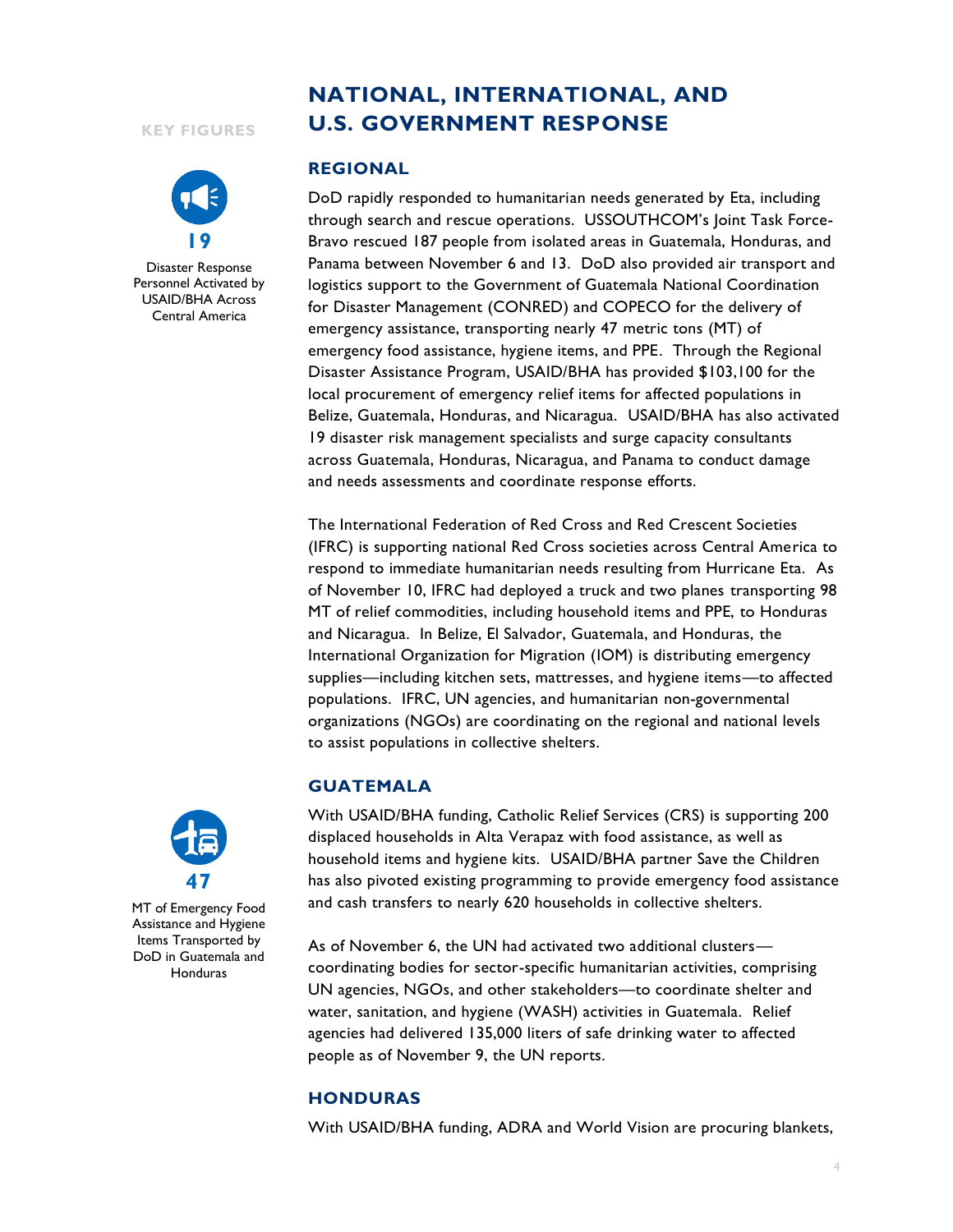## KEY FIGURES

**19**

Disaster Response Personnel Activated by USAID/BHA Across Central America

**47**

MT of Emergency Food Assistance and Hygiene Items Transported by DoD in Guatemala and Honduras

# NATIONAL, INTERNATIONAL, AND U.S. GOVERNMENT RESPONSE

## REGIONAL

DoD rapidly responded to humanitarian needs generated by Eta, including through search and rescue operations. USSOUTHCOM's Joint Task Force-Bravo rescued 187 people from isolated areas in Guatemala, Honduras, and Panama between November 6 and 13. DoD also provided air transport and logistics support to the Government of Guatemala National Coordination for Disaster Management (CONRED) and COPECO for the delivery of emergency assistance, transporting nearly 47 metric tons (MT) of emergency food assistance, hygiene items, and PPE. Through the Regional Disaster Assistance Program, USAID/BHA has provided $103,100 for the local procurement of emergency relief items for affected populations in Belize, Guatemala, Honduras, and Nicaragua. USAID/BHA has also activated 19 disaster risk management specialists and surge capacity consultants across Guatemala, Honduras, Nicaragua, and Panama to conduct damage and needs assessments and coordinate response efforts.

The International Federation of Red Cross and Red Crescent Societies (IFRC) is supporting national Red Cross societies across Central America to respond to immediate humanitarian needs resulting from Hurricane Eta. As of November 10, IFRC had deployed a truck and two planes transporting 98 MT of relief commodities, including household items and PPE, to Honduras and Nicaragua. In Belize, El Salvador, Guatemala, and Honduras, the International Organization for Migration (IOM) is distributing emergency supplies—including kitchen sets, mattresses, and hygiene items—to affected populations. IFRC, UN agencies, and humanitarian non-governmental organizations (NGOs) are coordinating on the regional and national levels to assist populations in collective shelters.

## GUATEMALA

With USAID/BHA funding, Catholic Relief Services (CRS) is supporting 200 displaced households in Alta Verapaz with food assistance, as well as household items and hygiene kits. USAID/BHA partner Save the Children has also pivoted existing programming to provide emergency food assistance and cash transfers to nearly 620 households in collective shelters.

As of November 6, the UN had activated two additional clusters—coordinating bodies for sector-specific humanitarian activities, comprising UN agencies, NGOs, and other stakeholders—to coordinate shelter and water, sanitation, and hygiene (WASH) activities in Guatemala. Relief agencies had delivered 135,000 liters of safe drinking water to affected people as of November 9, the UN reports.

## HONDURAS

With USAID/BHA funding, ADRA and World Vision are procuring blankets,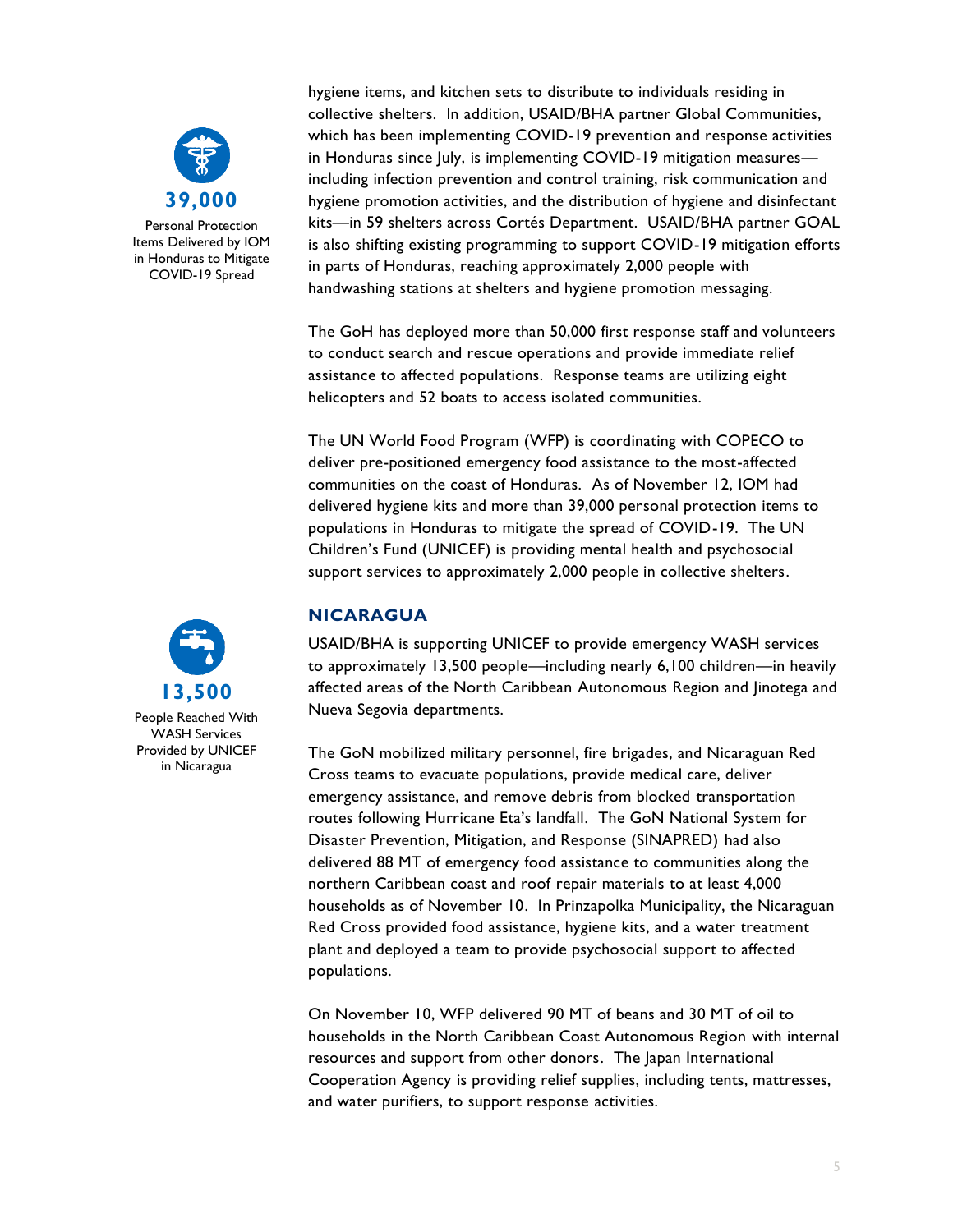**39,000**

Personal Protection Items Delivered by IOM in Honduras to Mitigate COVID-19 Spread

hygiene items, and kitchen sets to distribute to individuals residing in collective shelters. In addition, USAID/BHA partner Global Communities, which has been implementing COVID-19 prevention and response activities in Honduras since July, is implementing COVID-19 mitigation measures—including infection prevention and control training, risk communication and hygiene promotion activities, and the distribution of hygiene and disinfectant kits—in 59 shelters across Cortés Department. USAID/BHA partner GOAL is also shifting existing programming to support COVID-19 mitigation efforts in parts of Honduras, reaching approximately 2,000 people with handwashing stations at shelters and hygiene promotion messaging.

The GoH has deployed more than 50,000 first response staff and volunteers to conduct search and rescue operations and provide immediate relief assistance to affected populations. Response teams are utilizing eight helicopters and 52 boats to access isolated communities.

The UN World Food Program (WFP) is coordinating with COPECO to deliver pre-positioned emergency food assistance to the most-affected communities on the coast of Honduras. As of November 12, IOM had delivered hygiene kits and more than 39,000 personal protection items to populations in Honduras to mitigate the spread of COVID-19. The UN Children's Fund (UNICEF) is providing mental health and psychosocial support services to approximately 2,000 people in collective shelters.

## NICARAGUA

**13,500**

People Reached With WASH Services Provided by UNICEF in Nicaragua

USAID/BHA is supporting UNICEF to provide emergency WASH services to approximately 13,500 people—including nearly 6,100 children—in heavily affected areas of the North Caribbean Autonomous Region and Jinotega and Nueva Segovia departments.

The GoN mobilized military personnel, fire brigades, and Nicaraguan Red Cross teams to evacuate populations, provide medical care, deliver emergency assistance, and remove debris from blocked transportation routes following Hurricane Eta's landfall. The GoN National System for Disaster Prevention, Mitigation, and Response (SINAPRED) had also delivered 88 MT of emergency food assistance to communities along the northern Caribbean coast and roof repair materials to at least 4,000 households as of November 10. In Prinzapolka Municipality, the Nicaraguan Red Cross provided food assistance, hygiene kits, and a water treatment plant and deployed a team to provide psychosocial support to affected populations.

On November 10, WFP delivered 90 MT of beans and 30 MT of oil to households in the North Caribbean Coast Autonomous Region with internal resources and support from other donors. The Japan International Cooperation Agency is providing relief supplies, including tents, mattresses, and water purifiers, to support response activities.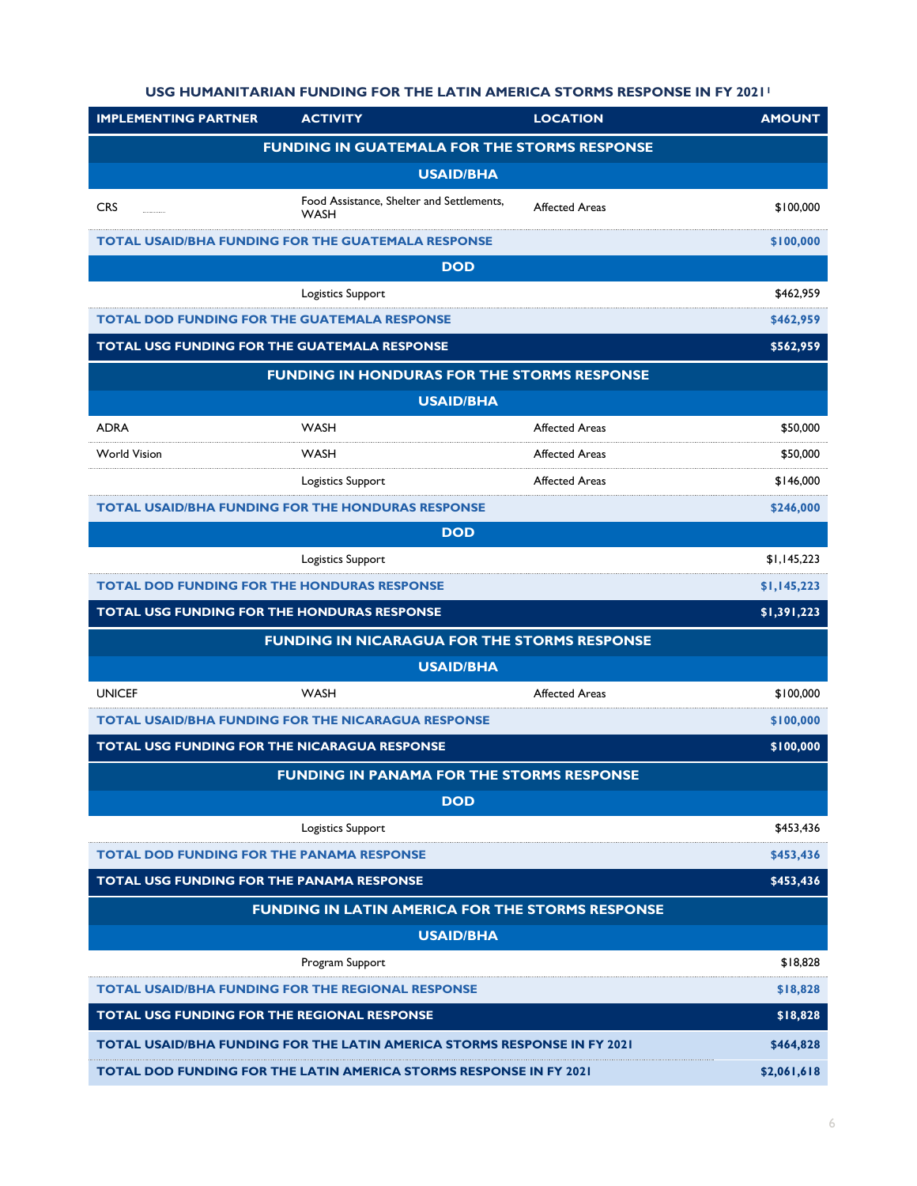**USG HUMANITARIAN FUNDING FOR THE LATIN AMERICA STORMS RESPONSE IN FY 2021**[1]

| IMPLEMENTING PARTNER | ACTIVITY | LOCATION | AMOUNT |
|---|---|---|---|
| **FUNDING IN GUATEMALA FOR THE STORMS RESPONSE** | | | |
| **USAID/BHA** | | | |
| CRS | Food Assistance, Shelter and Settlements, WASH | Affected Areas | $100,000 |
| **TOTAL USAID/BHA FUNDING FOR THE GUATEMALA RESPONSE** | | | **$100,000** |
| **DOD** | | | |
| | Logistics Support | | $462,959 |
| **TOTAL DOD FUNDING FOR THE GUATEMALA RESPONSE** | | | **$462,959** |
| **TOTAL USG FUNDING FOR THE GUATEMALA RESPONSE** | | | **$562,959** |
| **FUNDING IN HONDURAS FOR THE STORMS RESPONSE** | | | |
| **USAID/BHA** | | | |
| ADRA | WASH | Affected Areas | $50,000 |
| World Vision | WASH | Affected Areas | $50,000 |
| | Logistics Support | Affected Areas | $146,000 |
| **TOTAL USAID/BHA FUNDING FOR THE HONDURAS RESPONSE** | | | **$246,000** |
| **DOD** | | | |
| | Logistics Support | | $1,145,223 |
| **TOTAL DOD FUNDING FOR THE HONDURAS RESPONSE** | | | **$1,145,223** |
| **TOTAL USG FUNDING FOR THE HONDURAS RESPONSE** | | | **$1,391,223** |
| **FUNDING IN NICARAGUA FOR THE STORMS RESPONSE** | | | |
| **USAID/BHA** | | | |
| UNICEF | WASH | Affected Areas | $100,000 |
| **TOTAL USAID/BHA FUNDING FOR THE NICARAGUA RESPONSE** | | | **$100,000** |
| **TOTAL USG FUNDING FOR THE NICARAGUA RESPONSE** | | | **$100,000** |
| **FUNDING IN PANAMA FOR THE STORMS RESPONSE** | | | |
| **DOD** | | | |
| | Logistics Support | | $453,436 |
| **TOTAL DOD FUNDING FOR THE PANAMA RESPONSE** | | | **$453,436** |
| **TOTAL USG FUNDING FOR THE PANAMA RESPONSE** | | | **$453,436** |
| **FUNDING IN LATIN AMERICA FOR THE STORMS RESPONSE** | | | |
| **USAID/BHA** | | | |
| | Program Support | | $18,828 |
| **TOTAL USAID/BHA FUNDING FOR THE REGIONAL RESPONSE** | | | **$18,828** |
| **TOTAL USG FUNDING FOR THE REGIONAL RESPONSE** | | | **$18,828** |
| **TOTAL USAID/BHA FUNDING FOR THE LATIN AMERICA STORMS RESPONSE IN FY 2021** | | | **$464,828** |
| **TOTAL DOD FUNDING FOR THE LATIN AMERICA STORMS RESPONSE IN FY 2021** | | | **$2,061,618** |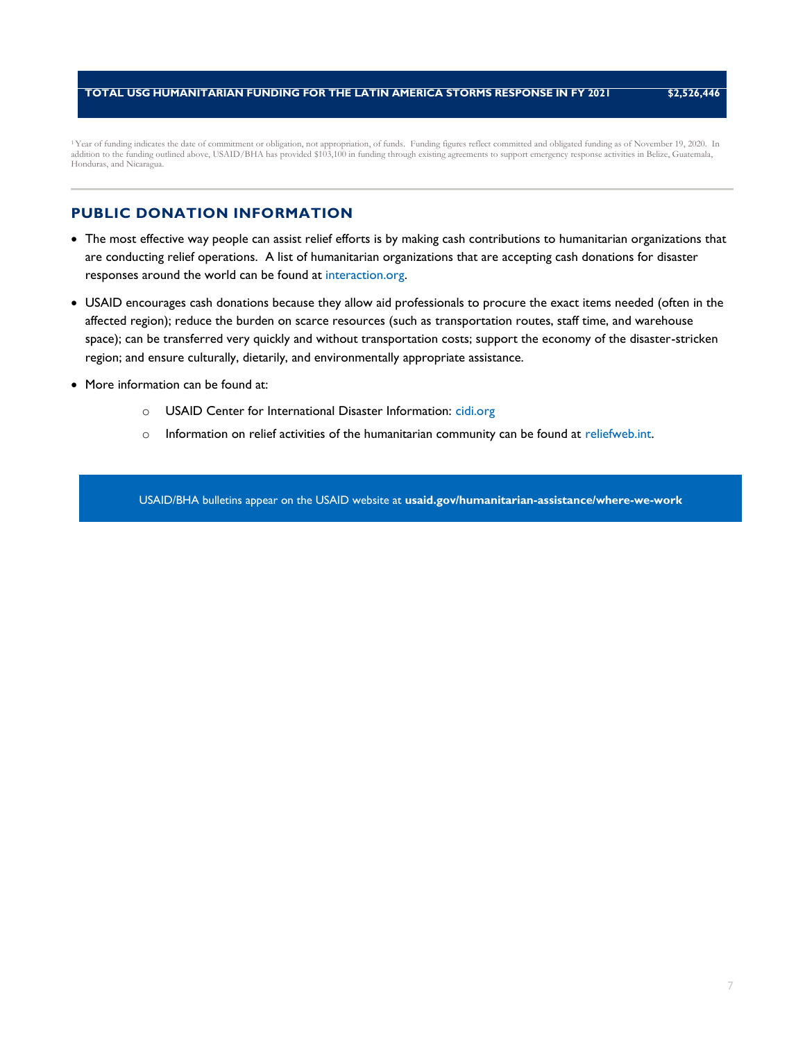| TOTAL USG HUMANITARIAN FUNDING FOR THE LATIN AMERICA STORMS RESPONSE IN FY 2021 | $2,526,446 |
| --- | --- |

[1] Year of funding indicates the date of commitment or obligation, not appropriation, of funds. Funding figures reflect committed and obligated funding as of November 19, 2020. In addition to the funding outlined above, USAID/BHA has provided $103,100 in funding through existing agreements to support emergency response activities in Belize, Guatemala, Honduras, and Nicaragua.

## PUBLIC DONATION INFORMATION

- The most effective way people can assist relief efforts is by making cash contributions to humanitarian organizations that are conducting relief operations. A list of humanitarian organizations that are accepting cash donations for disaster responses around the world can be found at interaction.org.
- USAID encourages cash donations because they allow aid professionals to procure the exact items needed (often in the affected region); reduce the burden on scarce resources (such as transportation routes, staff time, and warehouse space); can be transferred very quickly and without transportation costs; support the economy of the disaster-stricken region; and ensure culturally, dietarily, and environmentally appropriate assistance.
- More information can be found at:
  - USAID Center for International Disaster Information: cidi.org
  - Information on relief activities of the humanitarian community can be found at reliefweb.int.

USAID/BHA bulletins appear on the USAID website at **usaid.gov/humanitarian-assistance/where-we-work**